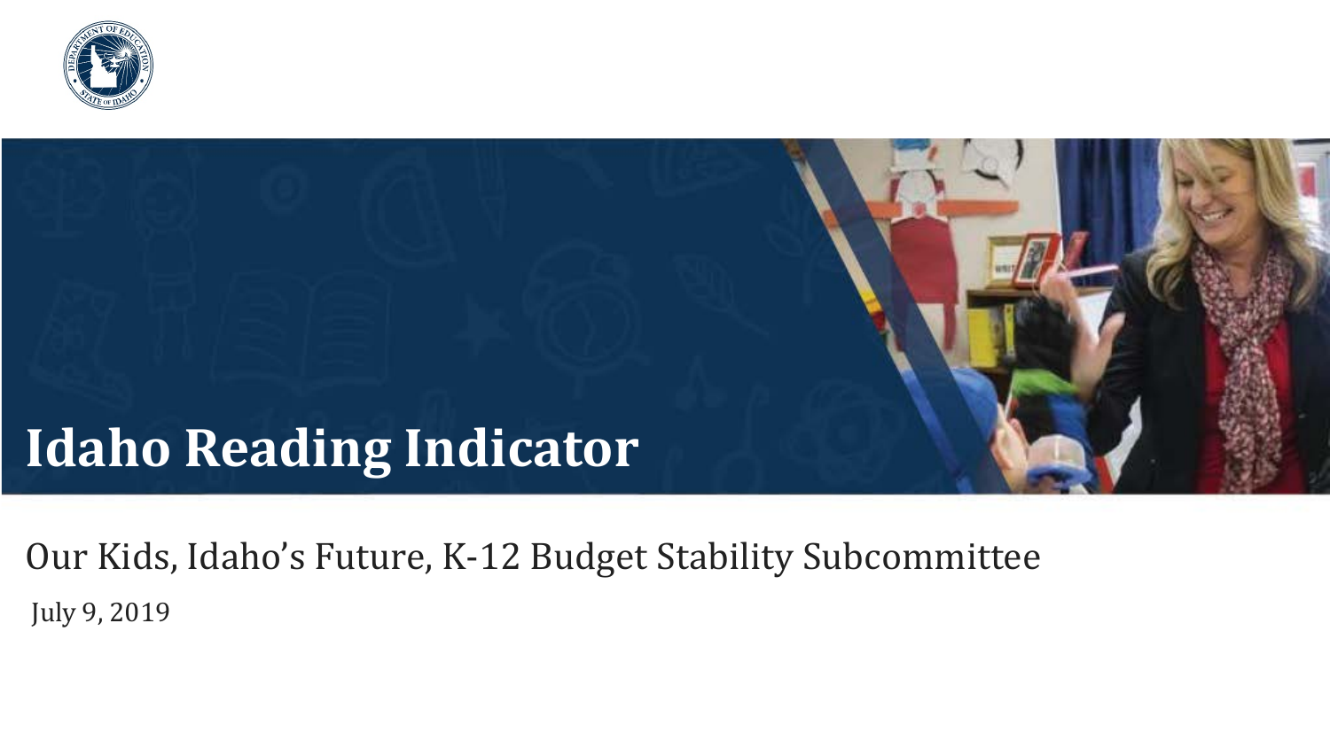# Idaho Reading Indicator

Our Kids, Idaho's Future, K-12 Budget Stability Subcommittee

July 9, 2019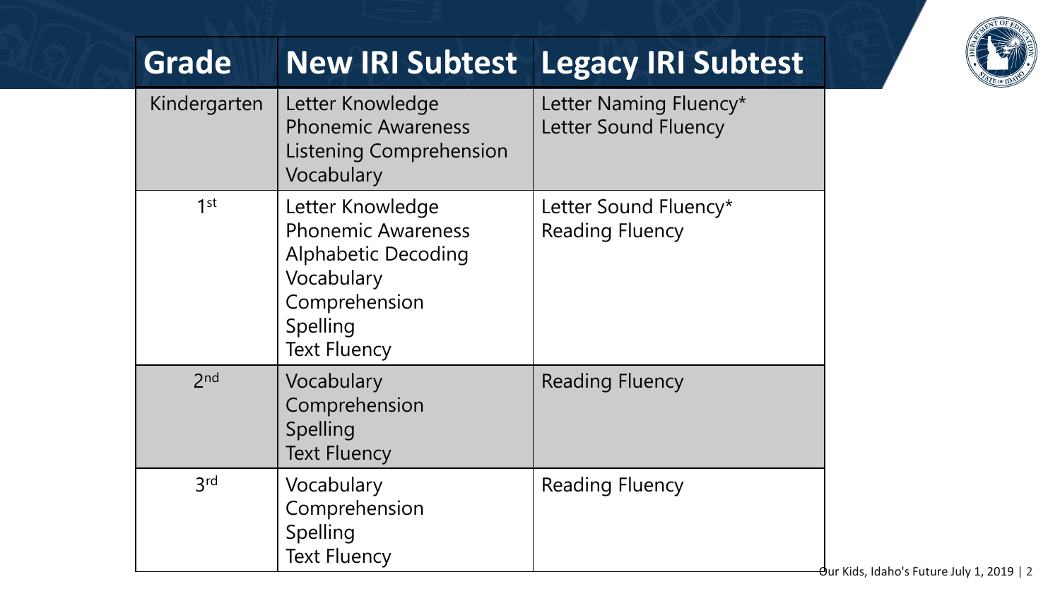| Grade | New IRI Subtest | Legacy IRI Subtest |
| --- | --- | --- |
| Kindergarten | Letter Knowledge<br>Phonemic Awareness<br>Listening Comprehension<br>Vocabulary | Letter Naming Fluency*<br>Letter Sound Fluency |
| 1st | Letter Knowledge<br>Phonemic Awareness<br>Alphabetic Decoding<br>Vocabulary<br>Comprehension<br>Spelling<br>Text Fluency | Letter Sound Fluency*<br>Reading Fluency |
| 2nd | Vocabulary<br>Comprehension<br>Spelling<br>Text Fluency | Reading Fluency |
| 3rd | Vocabulary<br>Comprehension<br>Spelling<br>Text Fluency | Reading Fluency |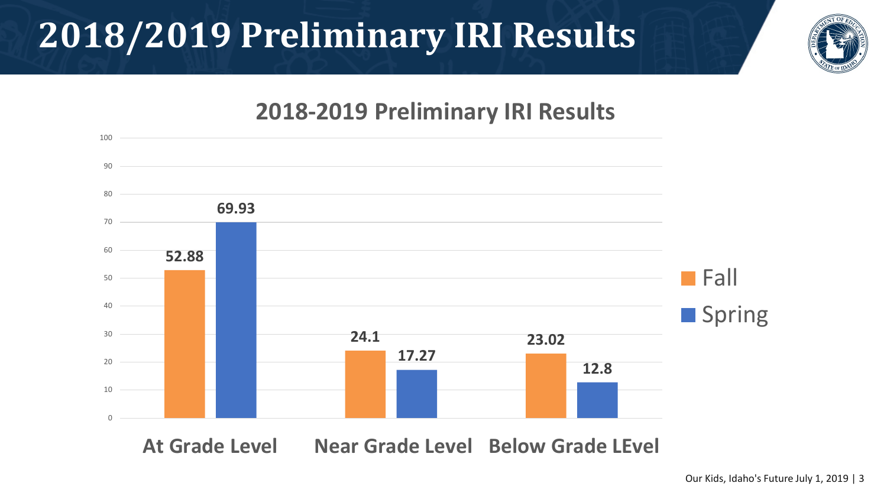# 2018/2019 Preliminary IRI Results

## 2018-2019 Preliminary IRI Results

| | Fall | Spring |
|---|---|---|
| At Grade Level | 52.88 | 69.93 |
| Near Grade Level | 24.1 | 17.27 |
| Below Grade LEvel | 23.02 | 12.8 |

Our Kids, Idaho's Future July 1, 2019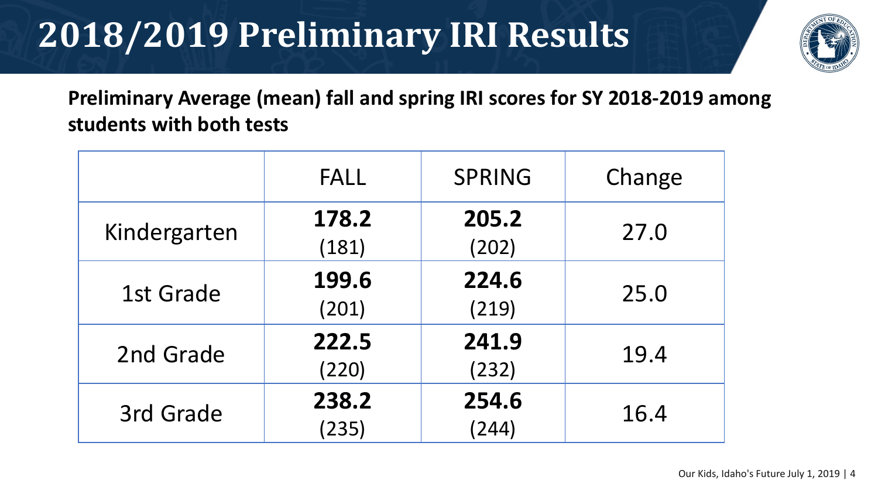# 2018/2019 Preliminary IRI Results

**Preliminary Average (mean) fall and spring IRI scores for SY 2018-2019 among students with both tests**

| | FALL | SPRING | Change |
|---|---|---|---|
| Kindergarten | **178.2** (181) | **205.2** (202) | 27.0 |
| 1st Grade | **199.6** (201) | **224.6** (219) | 25.0 |
| 2nd Grade | **222.5** (220) | **241.9** (232) | 19.4 |
| 3rd Grade | **238.2** (235) | **254.6** (244) | 16.4 |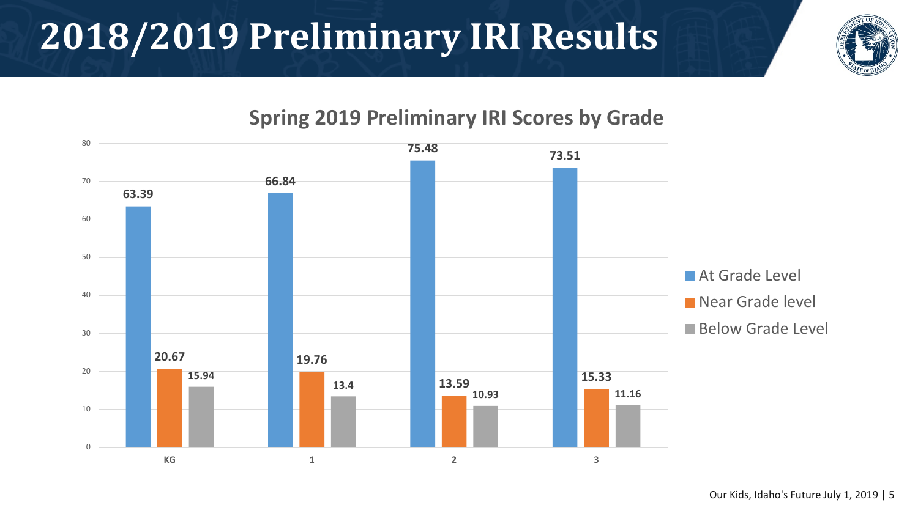# 2018/2019 Preliminary IRI Results

## Spring 2019 Preliminary IRI Scores by Grade

80
70
60
50
40
30
20
10
0

KG
63.39
20.67
15.94

1
66.84
19.76
13.4

2
75.48
13.59
10.93

3
73.51
15.33
11.16

At Grade Level
Near Grade level
Below Grade Level

Our Kids, Idaho's Future July 1, 2019